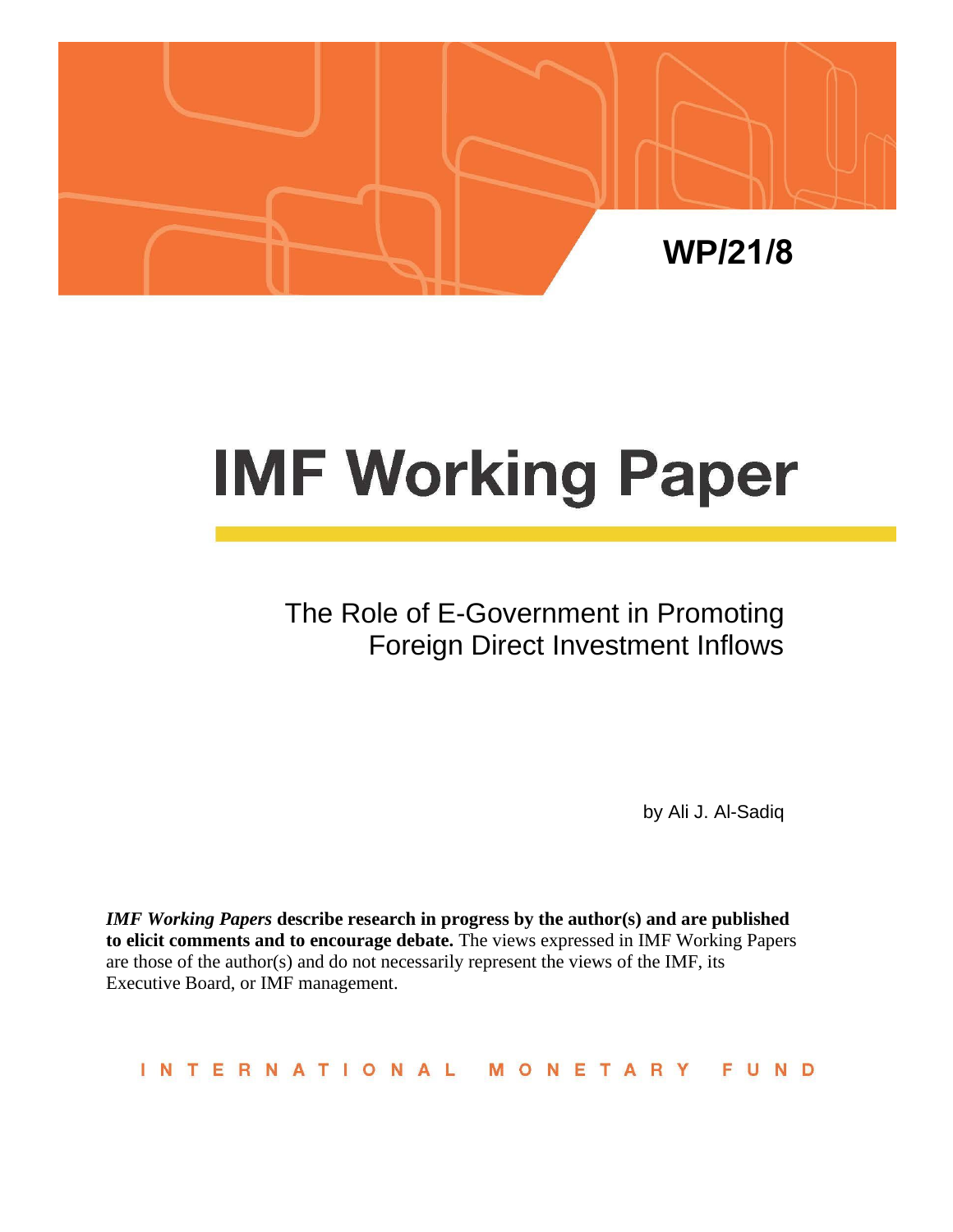WP/21/8

# IMF Working Paper

## The Role of E-Government in Promoting Foreign Direct Investment Inflows

by Ali J. Al-Sadiq

***IMF Working Papers* describe research in progress by the author(s) and are published to elicit comments and to encourage debate.** The views expressed in IMF Working Papers are those of the author(s) and do not necessarily represent the views of the IMF, its Executive Board, or IMF management.

INTERNATIONAL MONETARY FUND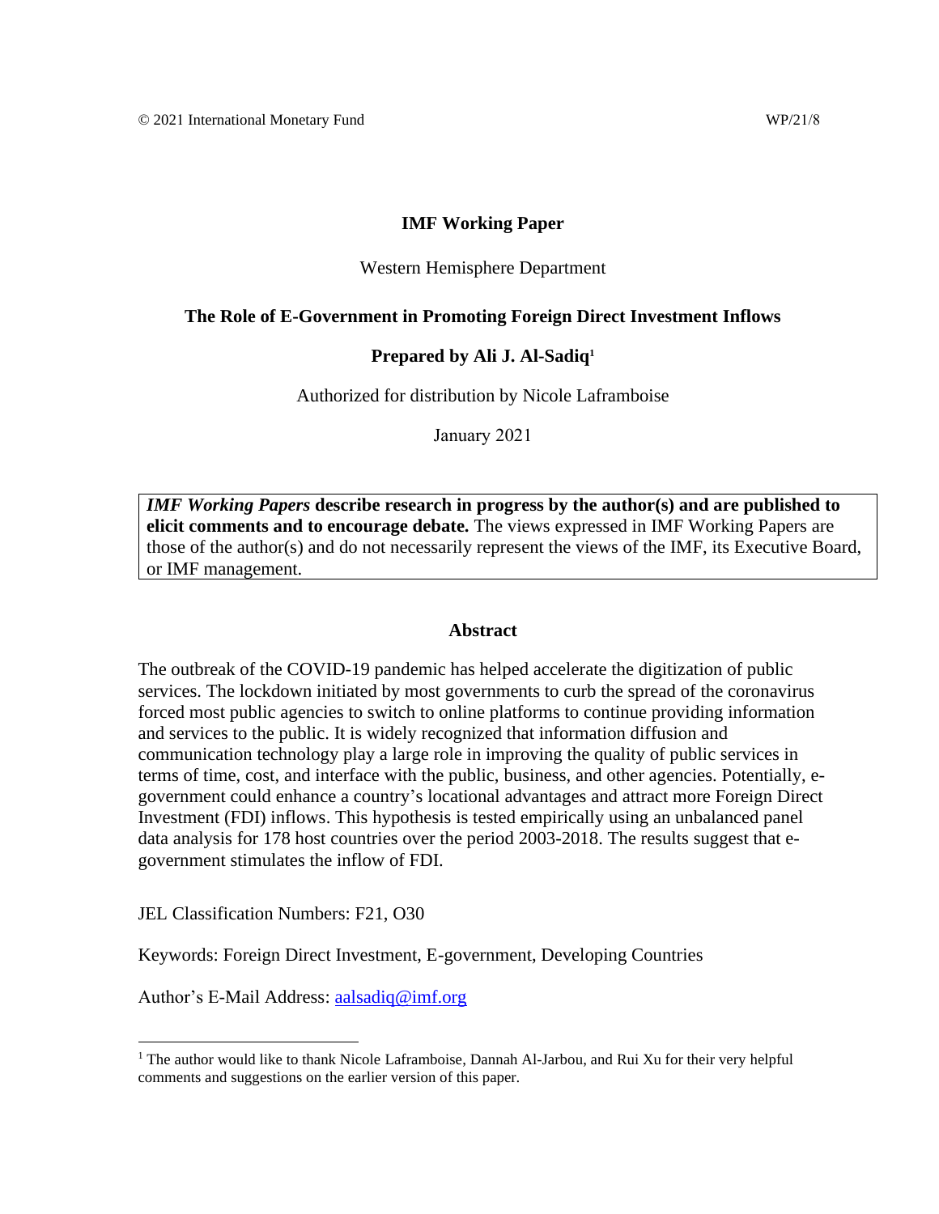© 2021 International Monetary Fund WP/21/8

**IMF Working Paper**

Western Hemisphere Department

**The Role of E-Government in Promoting Foreign Direct Investment Inflows**

**Prepared by Ali J. Al-Sadiq[1]**

Authorized for distribution by Nicole Laframboise

January 2021

> ***IMF Working Papers*** **describe research in progress by the author(s) and are published to elicit comments and to encourage debate.** The views expressed in IMF Working Papers are those of the author(s) and do not necessarily represent the views of the IMF, its Executive Board, or IMF management.

**Abstract**

The outbreak of the COVID-19 pandemic has helped accelerate the digitization of public services. The lockdown initiated by most governments to curb the spread of the coronavirus forced most public agencies to switch to online platforms to continue providing information and services to the public. It is widely recognized that information diffusion and communication technology play a large role in improving the quality of public services in terms of time, cost, and interface with the public, business, and other agencies. Potentially, e-government could enhance a country's locational advantages and attract more Foreign Direct Investment (FDI) inflows. This hypothesis is tested empirically using an unbalanced panel data analysis for 178 host countries over the period 2003-2018. The results suggest that e-government stimulates the inflow of FDI.

JEL Classification Numbers: F21, O30

Keywords: Foreign Direct Investment, E-government, Developing Countries

Author's E-Mail Address: aalsadiq@imf.org

---

[1] The author would like to thank Nicole Laframboise, Dannah Al-Jarbou, and Rui Xu for their very helpful comments and suggestions on the earlier version of this paper.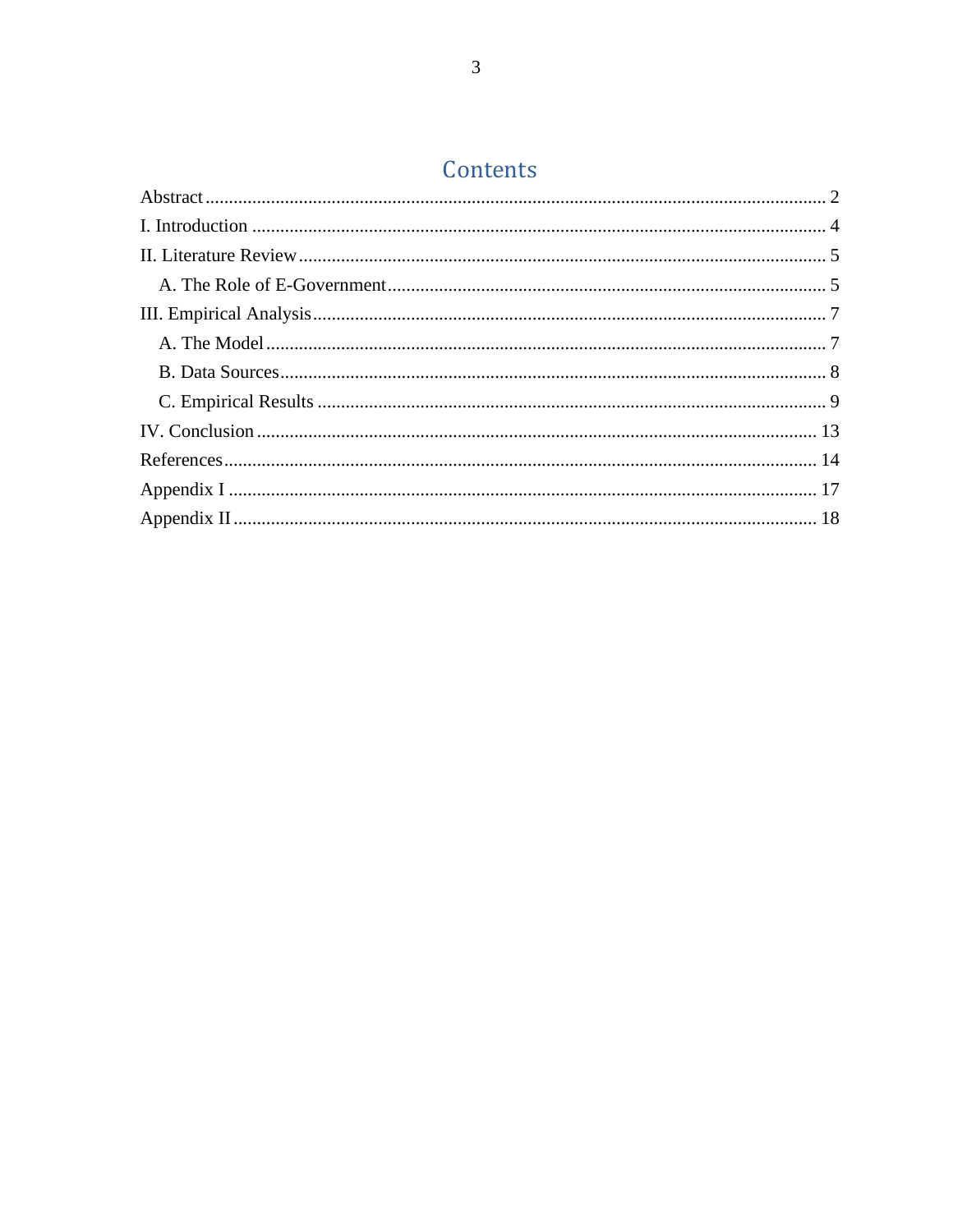# Contents

Abstract .................................................................................................................................... 2

I. Introduction ........................................................................................................................... 4

II. Literature Review ................................................................................................................. 5

  A. The Role of E-Government ............................................................................................. 5

III. Empirical Analysis ............................................................................................................. 7

  A. The Model ....................................................................................................................... 7

  B. Data Sources .................................................................................................................... 8

  C. Empirical Results ............................................................................................................ 9

IV. Conclusion ........................................................................................................................ 13

References ............................................................................................................................... 14

Appendix I .............................................................................................................................. 17

Appendix II ............................................................................................................................. 18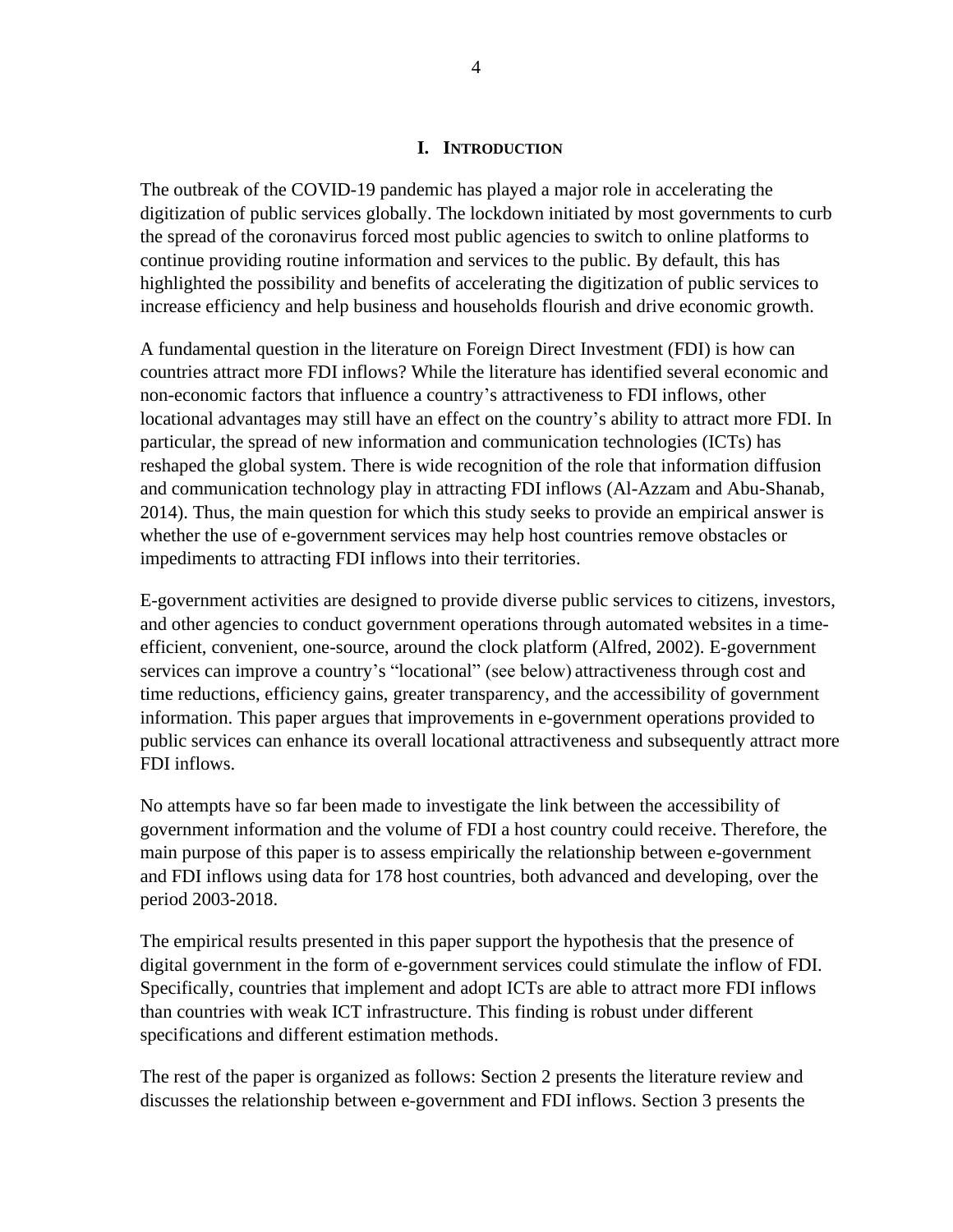# I. INTRODUCTION

The outbreak of the COVID-19 pandemic has played a major role in accelerating the digitization of public services globally. The lockdown initiated by most governments to curb the spread of the coronavirus forced most public agencies to switch to online platforms to continue providing routine information and services to the public. By default, this has highlighted the possibility and benefits of accelerating the digitization of public services to increase efficiency and help business and households flourish and drive economic growth.

A fundamental question in the literature on Foreign Direct Investment (FDI) is how can countries attract more FDI inflows? While the literature has identified several economic and non-economic factors that influence a country's attractiveness to FDI inflows, other locational advantages may still have an effect on the country's ability to attract more FDI. In particular, the spread of new information and communication technologies (ICTs) has reshaped the global system. There is wide recognition of the role that information diffusion and communication technology play in attracting FDI inflows (Al-Azzam and Abu-Shanab, 2014). Thus, the main question for which this study seeks to provide an empirical answer is whether the use of e-government services may help host countries remove obstacles or impediments to attracting FDI inflows into their territories.

E-government activities are designed to provide diverse public services to citizens, investors, and other agencies to conduct government operations through automated websites in a time-efficient, convenient, one-source, around the clock platform (Alfred, 2002). E-government services can improve a country's "locational" (see below) attractiveness through cost and time reductions, efficiency gains, greater transparency, and the accessibility of government information. This paper argues that improvements in e-government operations provided to public services can enhance its overall locational attractiveness and subsequently attract more FDI inflows.

No attempts have so far been made to investigate the link between the accessibility of government information and the volume of FDI a host country could receive. Therefore, the main purpose of this paper is to assess empirically the relationship between e-government and FDI inflows using data for 178 host countries, both advanced and developing, over the period 2003-2018.

The empirical results presented in this paper support the hypothesis that the presence of digital government in the form of e-government services could stimulate the inflow of FDI. Specifically, countries that implement and adopt ICTs are able to attract more FDI inflows than countries with weak ICT infrastructure. This finding is robust under different specifications and different estimation methods.

The rest of the paper is organized as follows: Section 2 presents the literature review and discusses the relationship between e-government and FDI inflows. Section 3 presents the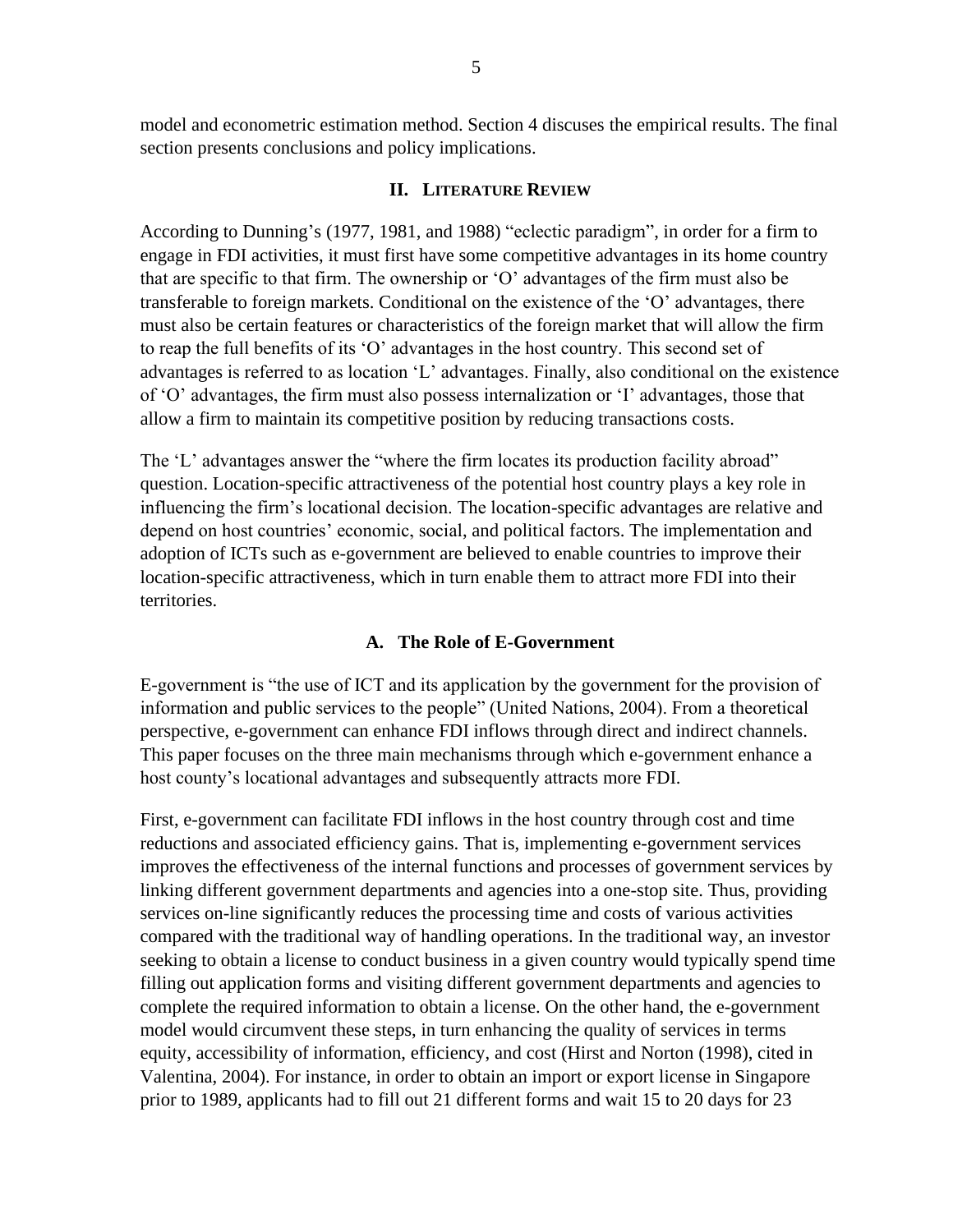model and econometric estimation method. Section 4 discuses the empirical results. The final section presents conclusions and policy implications.

## II. Literature Review

According to Dunning's (1977, 1981, and 1988) "eclectic paradigm", in order for a firm to engage in FDI activities, it must first have some competitive advantages in its home country that are specific to that firm. The ownership or 'O' advantages of the firm must also be transferable to foreign markets. Conditional on the existence of the 'O' advantages, there must also be certain features or characteristics of the foreign market that will allow the firm to reap the full benefits of its 'O' advantages in the host country. This second set of advantages is referred to as location 'L' advantages. Finally, also conditional on the existence of 'O' advantages, the firm must also possess internalization or 'I' advantages, those that allow a firm to maintain its competitive position by reducing transactions costs.

The 'L' advantages answer the "where the firm locates its production facility abroad" question. Location-specific attractiveness of the potential host country plays a key role in influencing the firm's locational decision. The location-specific advantages are relative and depend on host countries' economic, social, and political factors. The implementation and adoption of ICTs such as e-government are believed to enable countries to improve their location-specific attractiveness, which in turn enable them to attract more FDI into their territories.

### A. The Role of E-Government

E-government is "the use of ICT and its application by the government for the provision of information and public services to the people" (United Nations, 2004). From a theoretical perspective, e-government can enhance FDI inflows through direct and indirect channels. This paper focuses on the three main mechanisms through which e-government enhance a host county's locational advantages and subsequently attracts more FDI.

First, e-government can facilitate FDI inflows in the host country through cost and time reductions and associated efficiency gains. That is, implementing e-government services improves the effectiveness of the internal functions and processes of government services by linking different government departments and agencies into a one-stop site. Thus, providing services on-line significantly reduces the processing time and costs of various activities compared with the traditional way of handling operations. In the traditional way, an investor seeking to obtain a license to conduct business in a given country would typically spend time filling out application forms and visiting different government departments and agencies to complete the required information to obtain a license. On the other hand, the e-government model would circumvent these steps, in turn enhancing the quality of services in terms equity, accessibility of information, efficiency, and cost (Hirst and Norton (1998), cited in Valentina, 2004). For instance, in order to obtain an import or export license in Singapore prior to 1989, applicants had to fill out 21 different forms and wait 15 to 20 days for 23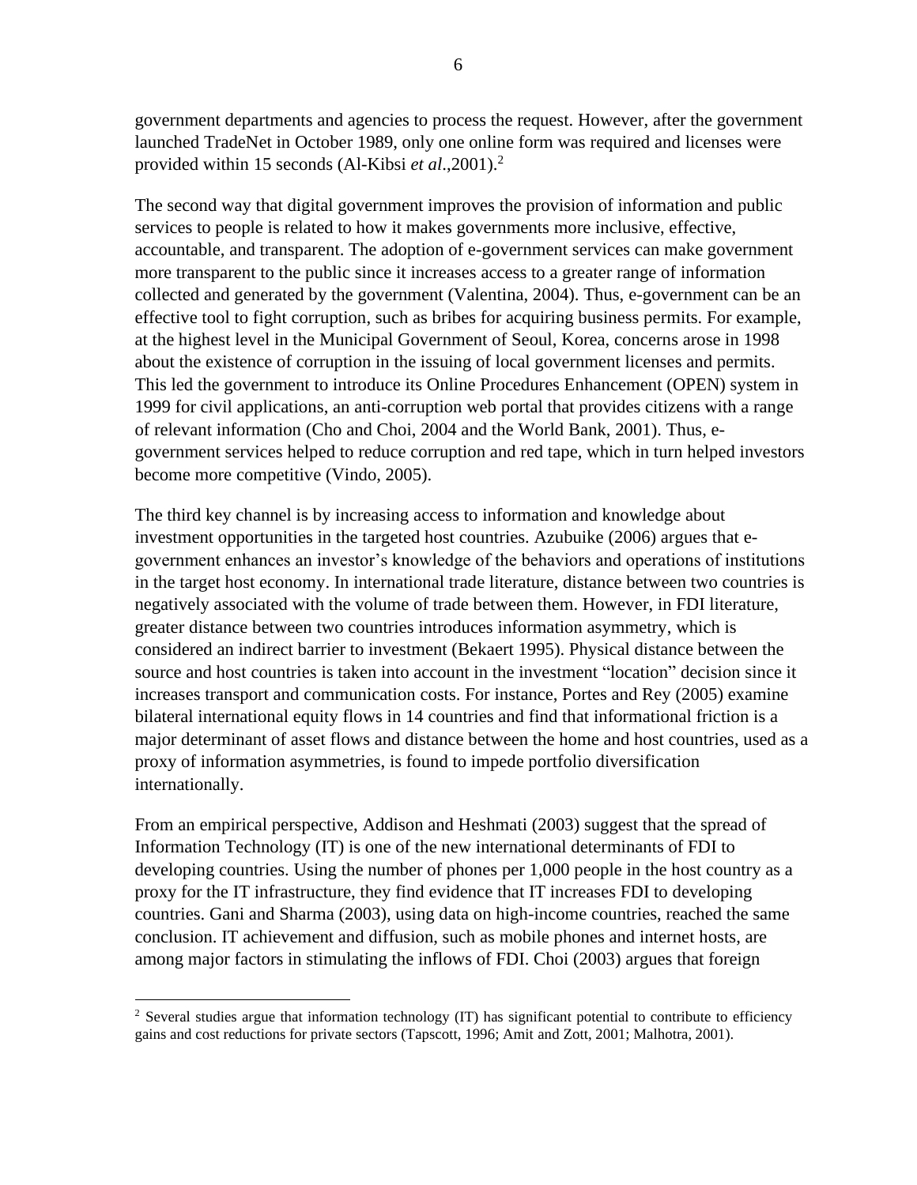government departments and agencies to process the request. However, after the government launched TradeNet in October 1989, only one online form was required and licenses were provided within 15 seconds (Al-Kibsi *et al*.,2001).[2]

The second way that digital government improves the provision of information and public services to people is related to how it makes governments more inclusive, effective, accountable, and transparent. The adoption of e-government services can make government more transparent to the public since it increases access to a greater range of information collected and generated by the government (Valentina, 2004). Thus, e-government can be an effective tool to fight corruption, such as bribes for acquiring business permits. For example, at the highest level in the Municipal Government of Seoul, Korea, concerns arose in 1998 about the existence of corruption in the issuing of local government licenses and permits. This led the government to introduce its Online Procedures Enhancement (OPEN) system in 1999 for civil applications, an anti-corruption web portal that provides citizens with a range of relevant information (Cho and Choi, 2004 and the World Bank, 2001). Thus, e-government services helped to reduce corruption and red tape, which in turn helped investors become more competitive (Vindo, 2005).

The third key channel is by increasing access to information and knowledge about investment opportunities in the targeted host countries. Azubuike (2006) argues that e-government enhances an investor's knowledge of the behaviors and operations of institutions in the target host economy. In international trade literature, distance between two countries is negatively associated with the volume of trade between them. However, in FDI literature, greater distance between two countries introduces information asymmetry, which is considered an indirect barrier to investment (Bekaert 1995). Physical distance between the source and host countries is taken into account in the investment "location" decision since it increases transport and communication costs. For instance, Portes and Rey (2005) examine bilateral international equity flows in 14 countries and find that informational friction is a major determinant of asset flows and distance between the home and host countries, used as a proxy of information asymmetries, is found to impede portfolio diversification internationally.

From an empirical perspective, Addison and Heshmati (2003) suggest that the spread of Information Technology (IT) is one of the new international determinants of FDI to developing countries. Using the number of phones per 1,000 people in the host country as a proxy for the IT infrastructure, they find evidence that IT increases FDI to developing countries. Gani and Sharma (2003), using data on high-income countries, reached the same conclusion. IT achievement and diffusion, such as mobile phones and internet hosts, are among major factors in stimulating the inflows of FDI. Choi (2003) argues that foreign

---

[2] Several studies argue that information technology (IT) has significant potential to contribute to efficiency gains and cost reductions for private sectors (Tapscott, 1996; Amit and Zott, 2001; Malhotra, 2001).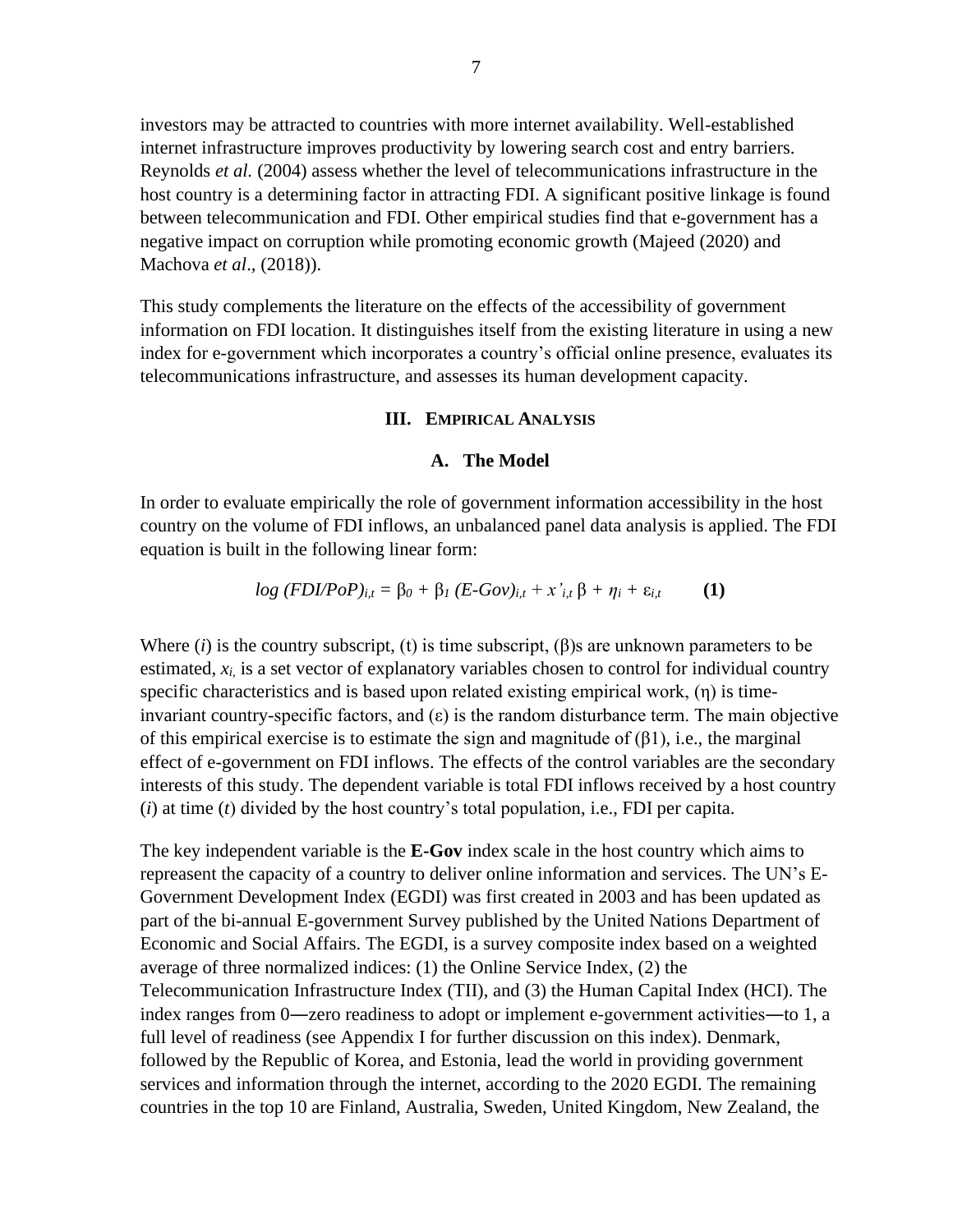investors may be attracted to countries with more internet availability. Well-established internet infrastructure improves productivity by lowering search cost and entry barriers. Reynolds *et al.* (2004) assess whether the level of telecommunications infrastructure in the host country is a determining factor in attracting FDI. A significant positive linkage is found between telecommunication and FDI. Other empirical studies find that e-government has a negative impact on corruption while promoting economic growth (Majeed (2020) and Machova *et al*., (2018)).

This study complements the literature on the effects of the accessibility of government information on FDI location. It distinguishes itself from the existing literature in using a new index for e-government which incorporates a country's official online presence, evaluates its telecommunications infrastructure, and assesses its human development capacity.

## III. Empirical Analysis

### A. The Model

In order to evaluate empirically the role of government information accessibility in the host country on the volume of FDI inflows, an unbalanced panel data analysis is applied. The FDI equation is built in the following linear form:

$$log\ (FDI/PoP)_{i,t} = \beta_0 + \beta_1\ (E\text{-}Gov)_{i,t} + x'_{i,t}\,\beta + \eta_i + \varepsilon_{i,t} \qquad \textbf{(1)}$$

Where ($i$) is the country subscript, (t) is time subscript, ($\beta$)s are unknown parameters to be estimated, $x_{i,}$ is a set vector of explanatory variables chosen to control for individual country specific characteristics and is based upon related existing empirical work, ($\eta$) is time-invariant country-specific factors, and ($\varepsilon$) is the random disturbance term. The main objective of this empirical exercise is to estimate the sign and magnitude of ($\beta$1), i.e., the marginal effect of e-government on FDI inflows. The effects of the control variables are the secondary interests of this study. The dependent variable is total FDI inflows received by a host country ($i$) at time ($t$) divided by the host country's total population, i.e., FDI per capita.

The key independent variable is the **E-Gov** index scale in the host country which aims to repreasent the capacity of a country to deliver online information and services. The UN's E-Government Development Index (EGDI) was first created in 2003 and has been updated as part of the bi-annual E-government Survey published by the United Nations Department of Economic and Social Affairs. The EGDI, is a survey composite index based on a weighted average of three normalized indices: (1) the Online Service Index, (2) the Telecommunication Infrastructure Index (TII), and (3) the Human Capital Index (HCI). The index ranges from 0―zero readiness to adopt or implement e-government activities―to 1, a full level of readiness (see Appendix I for further discussion on this index). Denmark, followed by the Republic of Korea, and Estonia, lead the world in providing government services and information through the internet, according to the 2020 EGDI. The remaining countries in the top 10 are Finland, Australia, Sweden, United Kingdom, New Zealand, the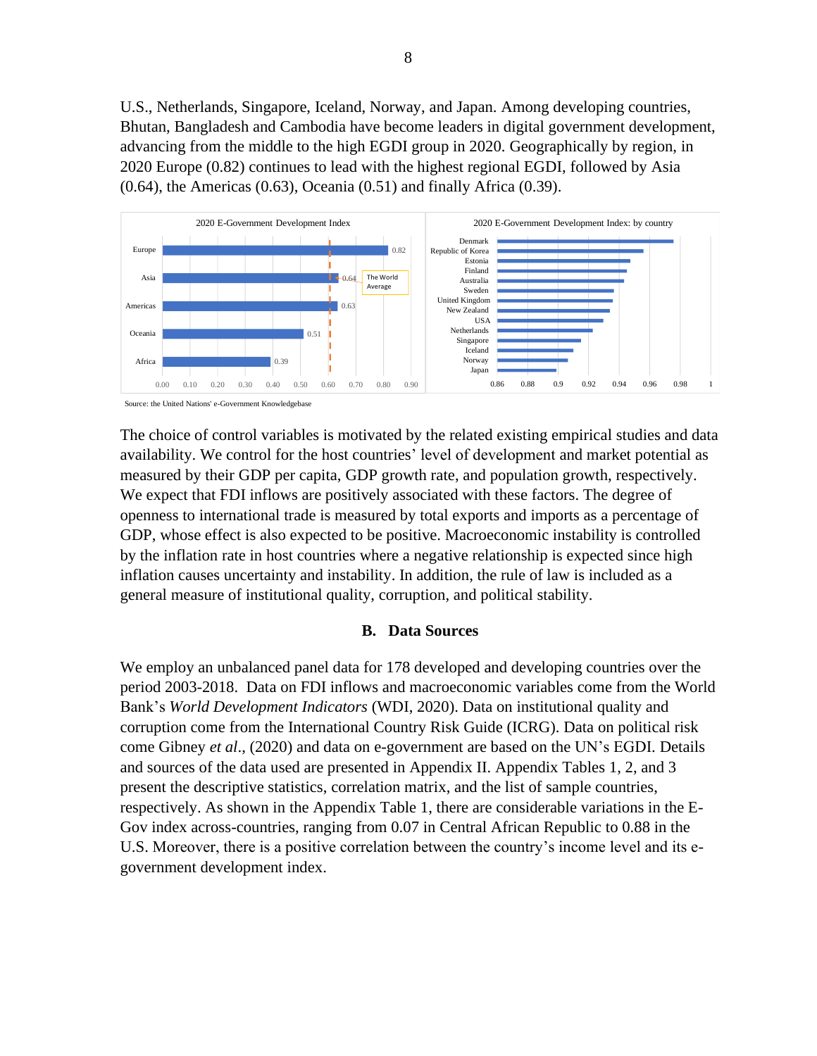U.S., Netherlands, Singapore, Iceland, Norway, and Japan. Among developing countries, Bhutan, Bangladesh and Cambodia have become leaders in digital government development, advancing from the middle to the high EGDI group in 2020. Geographically by region, in 2020 Europe (0.82) continues to lead with the highest regional EGDI, followed by Asia (0.64), the Americas (0.63), Oceania (0.51) and finally Africa (0.39).

Source: the United Nations' e-Government Knowledgebase

The choice of control variables is motivated by the related existing empirical studies and data availability. We control for the host countries' level of development and market potential as measured by their GDP per capita, GDP growth rate, and population growth, respectively. We expect that FDI inflows are positively associated with these factors. The degree of openness to international trade is measured by total exports and imports as a percentage of GDP, whose effect is also expected to be positive. Macroeconomic instability is controlled by the inflation rate in host countries where a negative relationship is expected since high inflation causes uncertainty and instability. In addition, the rule of law is included as a general measure of institutional quality, corruption, and political stability.

### B. Data Sources

We employ an unbalanced panel data for 178 developed and developing countries over the period 2003-2018. Data on FDI inflows and macroeconomic variables come from the World Bank's *World Development Indicators* (WDI, 2020). Data on institutional quality and corruption come from the International Country Risk Guide (ICRG). Data on political risk come Gibney *et al*., (2020) and data on e-government are based on the UN's EGDI. Details and sources of the data used are presented in Appendix II. Appendix Tables 1, 2, and 3 present the descriptive statistics, correlation matrix, and the list of sample countries, respectively. As shown in the Appendix Table 1, there are considerable variations in the E-Gov index across-countries, ranging from 0.07 in Central African Republic to 0.88 in the U.S. Moreover, there is a positive correlation between the country's income level and its e-government development index.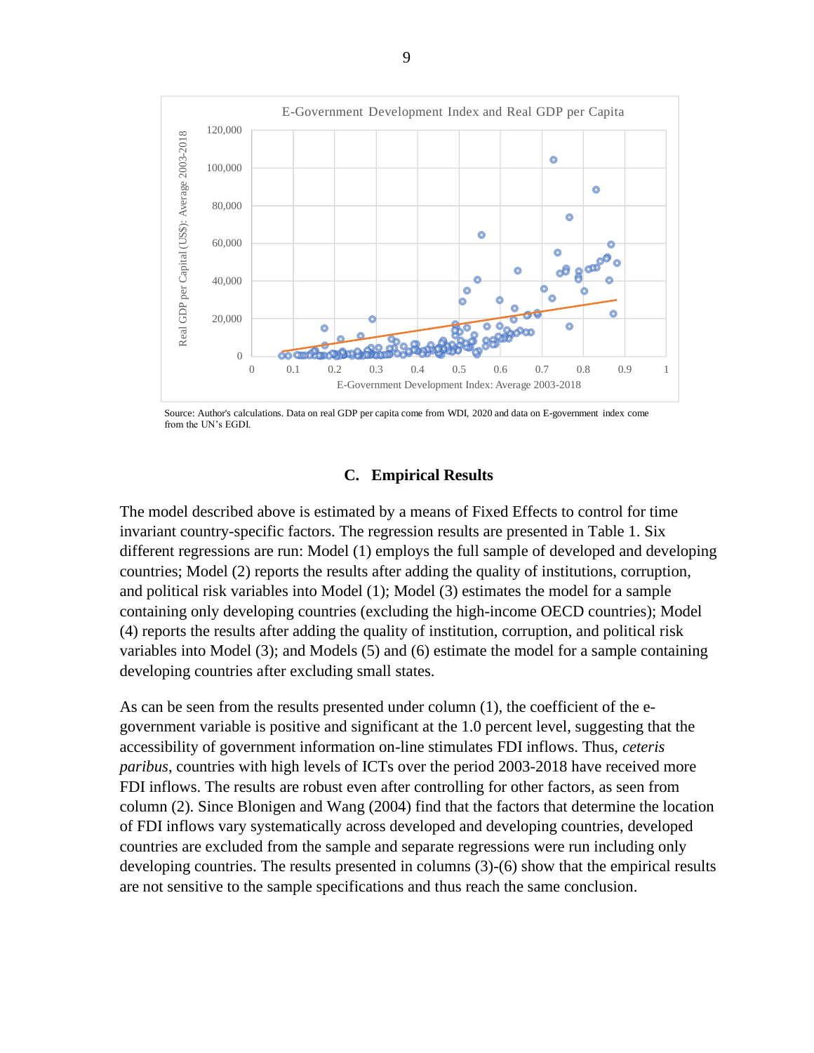E-Government Development Index and Real GDP per Capita

Source: Author's calculations. Data on real GDP per capita come from WDI, 2020 and data on E-government index come from the UN's EGDI.

### C. Empirical Results

The model described above is estimated by a means of Fixed Effects to control for time invariant country-specific factors. The regression results are presented in Table 1. Six different regressions are run: Model (1) employs the full sample of developed and developing countries; Model (2) reports the results after adding the quality of institutions, corruption, and political risk variables into Model (1); Model (3) estimates the model for a sample containing only developing countries (excluding the high-income OECD countries); Model (4) reports the results after adding the quality of institution, corruption, and political risk variables into Model (3); and Models (5) and (6) estimate the model for a sample containing developing countries after excluding small states.

As can be seen from the results presented under column (1), the coefficient of the e-government variable is positive and significant at the 1.0 percent level, suggesting that the accessibility of government information on-line stimulates FDI inflows. Thus, *ceteris paribus*, countries with high levels of ICTs over the period 2003-2018 have received more FDI inflows. The results are robust even after controlling for other factors, as seen from column (2). Since Blonigen and Wang (2004) find that the factors that determine the location of FDI inflows vary systematically across developed and developing countries, developed countries are excluded from the sample and separate regressions were run including only developing countries. The results presented in columns (3)-(6) show that the empirical results are not sensitive to the sample specifications and thus reach the same conclusion.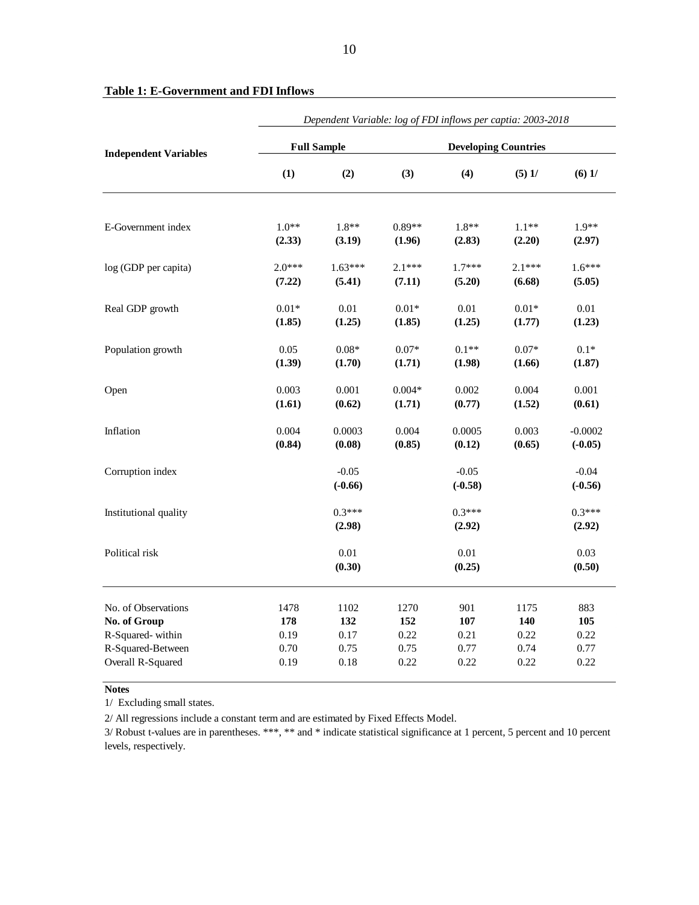**Table 1: E-Government and FDI Inflows**

| Independent Variables | *Dependent Variable: log of FDI inflows per captia: 2003-2018* | | | | | |
|---|---|---|---|---|---|---|
| | **Full Sample** | | **Developing Countries** | | | |
| | **(1)** | **(2)** | **(3)** | **(4)** | **(5) 1/** | **(6) 1/** |
| E-Government index | 1.0** | 1.8** | 0.89** | 1.8** | 1.1** | 1.9** |
| | **(2.33)** | **(3.19)** | **(1.96)** | **(2.83)** | **(2.20)** | **(2.97)** |
| log (GDP per capita) | 2.0*** | 1.63*** | 2.1*** | 1.7*** | 2.1*** | 1.6*** |
| | **(7.22)** | **(5.41)** | **(7.11)** | **(5.20)** | **(6.68)** | **(5.05)** |
| Real GDP growth | 0.01* | 0.01 | 0.01* | 0.01 | 0.01* | 0.01 |
| | **(1.85)** | **(1.25)** | **(1.85)** | **(1.25)** | **(1.77)** | **(1.23)** |
| Population growth | 0.05 | 0.08* | 0.07* | 0.1** | 0.07* | 0.1* |
| | **(1.39)** | **(1.70)** | **(1.71)** | **(1.98)** | **(1.66)** | **(1.87)** |
| Open | 0.003 | 0.001 | 0.004* | 0.002 | 0.004 | 0.001 |
| | **(1.61)** | **(0.62)** | **(1.71)** | **(0.77)** | **(1.52)** | **(0.61)** |
| Inflation | 0.004 | 0.0003 | 0.004 | 0.0005 | 0.003 | -0.0002 |
| | **(0.84)** | **(0.08)** | **(0.85)** | **(0.12)** | **(0.65)** | **(-0.05)** |
| Corruption index | | -0.05 | | -0.05 | | -0.04 |
| | | **(-0.66)** | | **(-0.58)** | | **(-0.56)** |
| Institutional quality | | 0.3*** | | 0.3*** | | 0.3*** |
| | | **(2.98)** | | **(2.92)** | | **(2.92)** |
| Political risk | | 0.01 | | 0.01 | | 0.03 |
| | | **(0.30)** | | **(0.25)** | | **(0.50)** |
| No. of Observations | 1478 | 1102 | 1270 | 901 | 1175 | 883 |
| **No. of Group** | **178** | **132** | **152** | **107** | **140** | **105** |
| R-Squared- within | 0.19 | 0.17 | 0.22 | 0.21 | 0.22 | 0.22 |
| R-Squared-Between | 0.70 | 0.75 | 0.75 | 0.77 | 0.74 | 0.77 |
| Overall R-Squared | 0.19 | 0.18 | 0.22 | 0.22 | 0.22 | 0.22 |

**Notes**

1/ Excluding small states.

2/ All regressions include a constant term and are estimated by Fixed Effects Model.

3/ Robust t-values are in parentheses. ***, ** and * indicate statistical significance at 1 percent, 5 percent and 10 percent levels, respectively.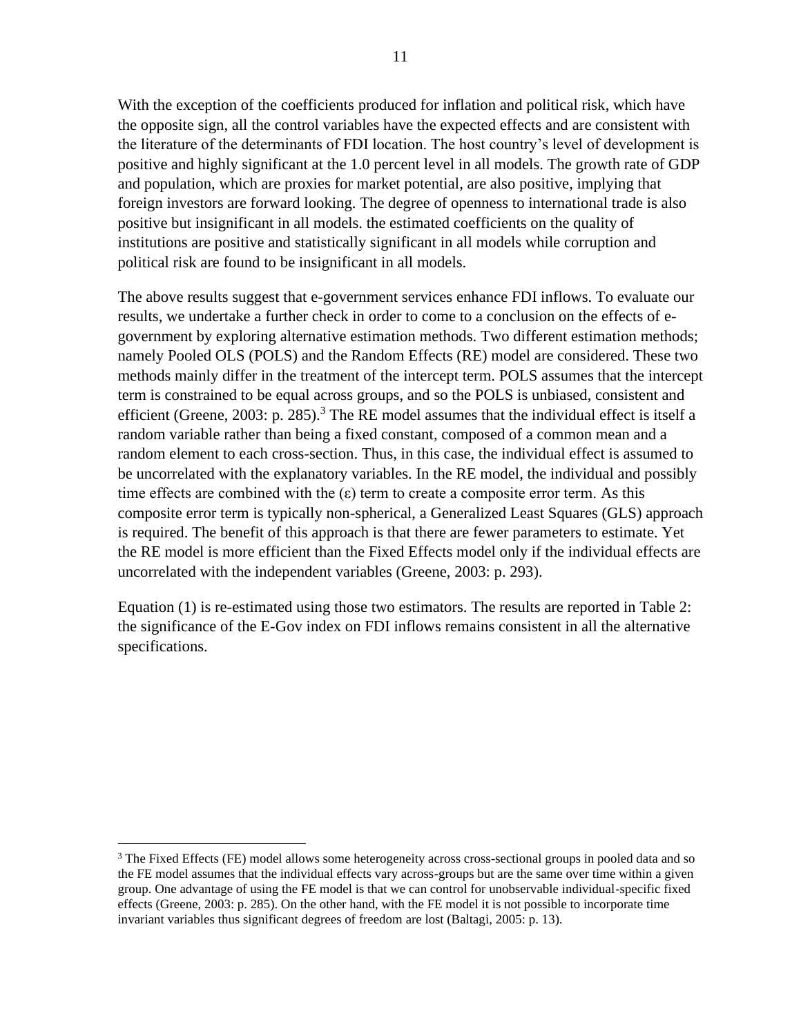With the exception of the coefficients produced for inflation and political risk, which have the opposite sign, all the control variables have the expected effects and are consistent with the literature of the determinants of FDI location. The host country's level of development is positive and highly significant at the 1.0 percent level in all models. The growth rate of GDP and population, which are proxies for market potential, are also positive, implying that foreign investors are forward looking. The degree of openness to international trade is also positive but insignificant in all models. the estimated coefficients on the quality of institutions are positive and statistically significant in all models while corruption and political risk are found to be insignificant in all models.

The above results suggest that e-government services enhance FDI inflows. To evaluate our results, we undertake a further check in order to come to a conclusion on the effects of e-government by exploring alternative estimation methods. Two different estimation methods; namely Pooled OLS (POLS) and the Random Effects (RE) model are considered. These two methods mainly differ in the treatment of the intercept term. POLS assumes that the intercept term is constrained to be equal across groups, and so the POLS is unbiased, consistent and efficient (Greene, 2003: p. 285).[3] The RE model assumes that the individual effect is itself a random variable rather than being a fixed constant, composed of a common mean and a random element to each cross-section. Thus, in this case, the individual effect is assumed to be uncorrelated with the explanatory variables. In the RE model, the individual and possibly time effects are combined with the ($\varepsilon$) term to create a composite error term. As this composite error term is typically non-spherical, a Generalized Least Squares (GLS) approach is required. The benefit of this approach is that there are fewer parameters to estimate. Yet the RE model is more efficient than the Fixed Effects model only if the individual effects are uncorrelated with the independent variables (Greene, 2003: p. 293).

Equation (1) is re-estimated using those two estimators. The results are reported in Table 2: the significance of the E-Gov index on FDI inflows remains consistent in all the alternative specifications.

[3] The Fixed Effects (FE) model allows some heterogeneity across cross-sectional groups in pooled data and so the FE model assumes that the individual effects vary across-groups but are the same over time within a given group. One advantage of using the FE model is that we can control for unobservable individual-specific fixed effects (Greene, 2003: p. 285). On the other hand, with the FE model it is not possible to incorporate time invariant variables thus significant degrees of freedom are lost (Baltagi, 2005: p. 13).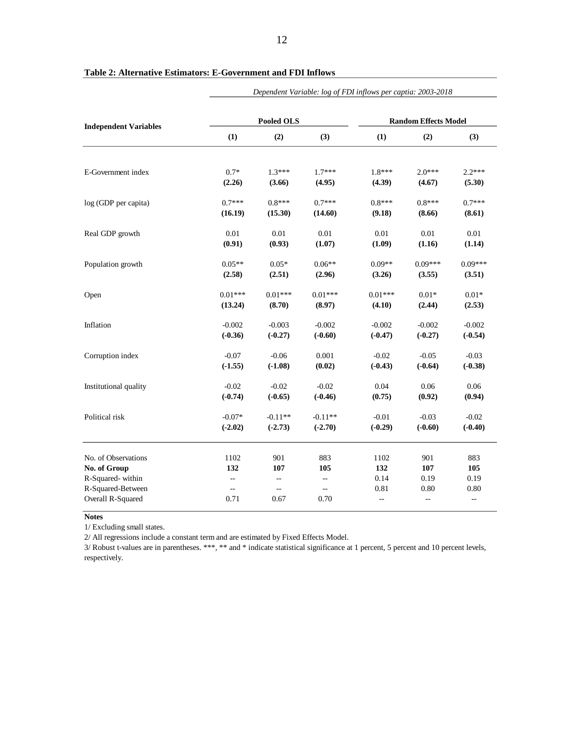**Table 2: Alternative Estimators: E-Government and FDI Inflows**

| Independent Variables | *Dependent Variable: log of FDI inflows per captia: 2003-2018* | | | | | |
|---|---|---|---|---|---|---|
| | Pooled OLS | | | Random Effects Model | | |
| | **(1)** | **(2)** | **(3)** | **(1)** | **(2)** | **(3)** |
| E-Government index | 0.7* | 1.3*** | 1.7*** | 1.8*** | 2.0*** | 2.2*** |
| | **(2.26)** | **(3.66)** | **(4.95)** | **(4.39)** | **(4.67)** | **(5.30)** |
| log (GDP per capita) | 0.7*** | 0.8*** | 0.7*** | 0.8*** | 0.8*** | 0.7*** |
| | **(16.19)** | **(15.30)** | **(14.60)** | **(9.18)** | **(8.66)** | **(8.61)** |
| Real GDP growth | 0.01 | 0.01 | 0.01 | 0.01 | 0.01 | 0.01 |
| | **(0.91)** | **(0.93)** | **(1.07)** | **(1.09)** | **(1.16)** | **(1.14)** |
| Population growth | 0.05** | 0.05* | 0.06** | 0.09** | 0.09*** | 0.09*** |
| | **(2.58)** | **(2.51)** | **(2.96)** | **(3.26)** | **(3.55)** | **(3.51)** |
| Open | 0.01*** | 0.01*** | 0.01*** | 0.01*** | 0.01* | 0.01* |
| | **(13.24)** | **(8.70)** | **(8.97)** | **(4.10)** | **(2.44)** | **(2.53)** |
| Inflation | -0.002 | -0.003 | -0.002 | -0.002 | -0.002 | -0.002 |
| | **(-0.36)** | **(-0.27)** | **(-0.60)** | **(-0.47)** | **(-0.27)** | **(-0.54)** |
| Corruption index | -0.07 | -0.06 | 0.001 | -0.02 | -0.05 | -0.03 |
| | **(-1.55)** | **(-1.08)** | **(0.02)** | **(-0.43)** | **(-0.64)** | **(-0.38)** |
| Institutional quality | -0.02 | -0.02 | -0.02 | 0.04 | 0.06 | 0.06 |
| | **(-0.74)** | **(-0.65)** | **(-0.46)** | **(0.75)** | **(0.92)** | **(0.94)** |
| Political risk | -0.07* | -0.11** | -0.11** | -0.01 | -0.03 | -0.02 |
| | **(-2.02)** | **(-2.73)** | **(-2.70)** | **(-0.29)** | **(-0.60)** | **(-0.40)** |
| No. of Observations | 1102 | 901 | 883 | 1102 | 901 | 883 |
| **No. of Group** | **132** | **107** | **105** | **132** | **107** | **105** |
| R-Squared- within | -- | -- | -- | 0.14 | 0.19 | 0.19 |
| R-Squared-Between | -- | -- | -- | 0.81 | 0.80 | 0.80 |
| Overall R-Squared | 0.71 | 0.67 | 0.70 | -- | -- | -- |

**Notes**

1/ Excluding small states.

2/ All regressions include a constant term and are estimated by Fixed Effects Model.

3/ Robust t-values are in parentheses. ***, ** and * indicate statistical significance at 1 percent, 5 percent and 10 percent levels, respectively.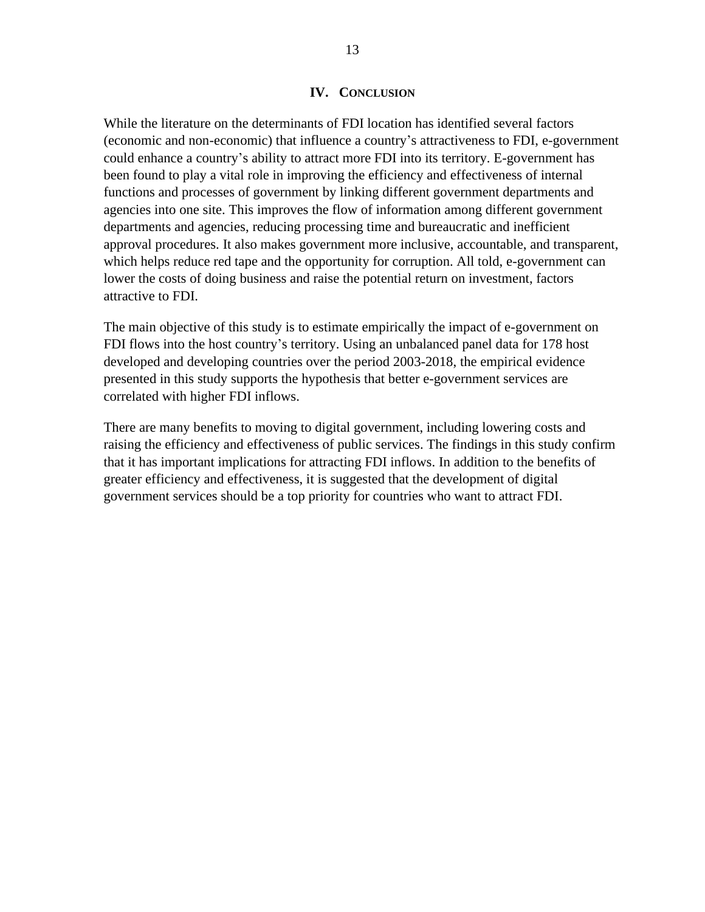## IV. Conclusion

While the literature on the determinants of FDI location has identified several factors (economic and non-economic) that influence a country's attractiveness to FDI, e-government could enhance a country's ability to attract more FDI into its territory. E-government has been found to play a vital role in improving the efficiency and effectiveness of internal functions and processes of government by linking different government departments and agencies into one site. This improves the flow of information among different government departments and agencies, reducing processing time and bureaucratic and inefficient approval procedures. It also makes government more inclusive, accountable, and transparent, which helps reduce red tape and the opportunity for corruption. All told, e-government can lower the costs of doing business and raise the potential return on investment, factors attractive to FDI.

The main objective of this study is to estimate empirically the impact of e-government on FDI flows into the host country's territory. Using an unbalanced panel data for 178 host developed and developing countries over the period 2003-2018, the empirical evidence presented in this study supports the hypothesis that better e-government services are correlated with higher FDI inflows.

There are many benefits to moving to digital government, including lowering costs and raising the efficiency and effectiveness of public services. The findings in this study confirm that it has important implications for attracting FDI inflows. In addition to the benefits of greater efficiency and effectiveness, it is suggested that the development of digital government services should be a top priority for countries who want to attract FDI.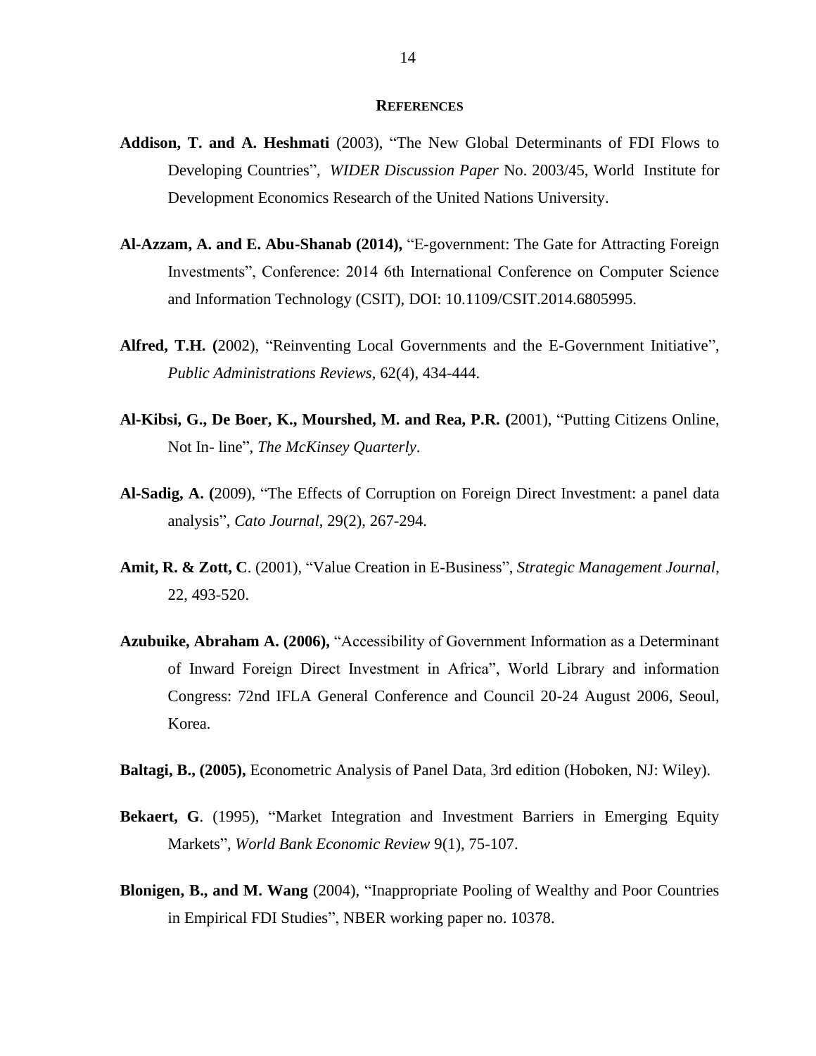## REFERENCES

**Addison, T. and A. Heshmati** (2003), "The New Global Determinants of FDI Flows to Developing Countries", *WIDER Discussion Paper* No. 2003/45, World Institute for Development Economics Research of the United Nations University.

**Al-Azzam, A. and E. Abu-Shanab (2014),** "E-government: The Gate for Attracting Foreign Investments", Conference: 2014 6th International Conference on Computer Science and Information Technology (CSIT), DOI: 10.1109/CSIT.2014.6805995.

**Alfred, T.H. (**2002), "Reinventing Local Governments and the E-Government Initiative", *Public Administrations Reviews*, 62(4), 434-444.

**Al-Kibsi, G., De Boer, K., Mourshed, M. and Rea, P.R. (**2001), "Putting Citizens Online, Not In- line", *The McKinsey Quarterly*.

**Al-Sadig, A. (**2009), "The Effects of Corruption on Foreign Direct Investment: a panel data analysis", *Cato Journal*, 29(2), 267-294.

**Amit, R. & Zott, C**. (2001), "Value Creation in E-Business", *Strategic Management Journal*, 22, 493-520.

**Azubuike, Abraham A. (2006),** "Accessibility of Government Information as a Determinant of Inward Foreign Direct Investment in Africa", World Library and information Congress: 72nd IFLA General Conference and Council 20-24 August 2006, Seoul, Korea.

**Baltagi, B., (2005),** Econometric Analysis of Panel Data, 3rd edition (Hoboken, NJ: Wiley).

**Bekaert, G**. (1995), "Market Integration and Investment Barriers in Emerging Equity Markets", *World Bank Economic Review* 9(1), 75-107.

**Blonigen, B., and M. Wang** (2004), "Inappropriate Pooling of Wealthy and Poor Countries in Empirical FDI Studies", NBER working paper no. 10378.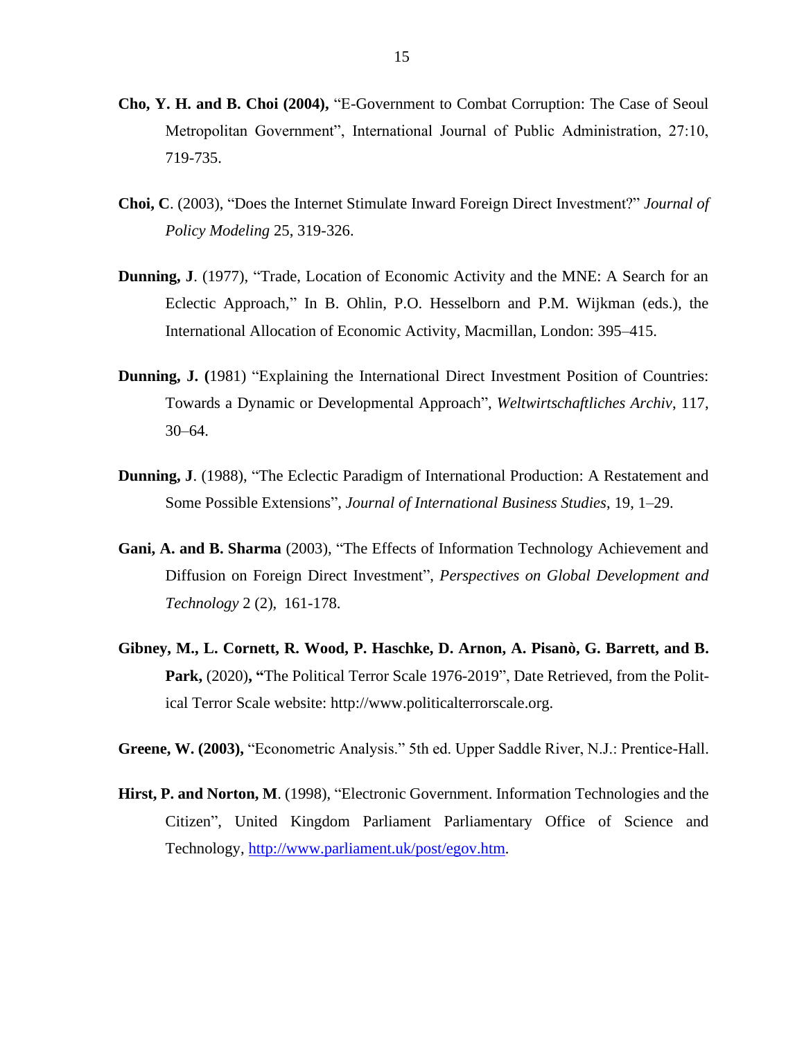**Cho, Y. H. and B. Choi (2004),** "E-Government to Combat Corruption: The Case of Seoul Metropolitan Government", International Journal of Public Administration, 27:10, 719-735.

**Choi, C**. (2003), "Does the Internet Stimulate Inward Foreign Direct Investment?" *Journal of Policy Modeling* 25, 319-326.

**Dunning, J**. (1977), "Trade, Location of Economic Activity and the MNE: A Search for an Eclectic Approach," In B. Ohlin, P.O. Hesselborn and P.M. Wijkman (eds.), the International Allocation of Economic Activity, Macmillan, London: 395–415.

**Dunning, J. (**1981) "Explaining the International Direct Investment Position of Countries: Towards a Dynamic or Developmental Approach", *Weltwirtschaftliches Archiv*, 117, 30–64.

**Dunning, J**. (1988), "The Eclectic Paradigm of International Production: A Restatement and Some Possible Extensions", *Journal of International Business Studies*, 19, 1–29.

**Gani, A. and B. Sharma** (2003), "The Effects of Information Technology Achievement and Diffusion on Foreign Direct Investment", *Perspectives on Global Development and Technology* 2 (2), 161-178.

**Gibney, M., L. Cornett, R. Wood, P. Haschke, D. Arnon, A. Pisanò, G. Barrett, and B. Park,** (2020)**, "**The Political Terror Scale 1976-2019", Date Retrieved, from the Political Terror Scale website: http://www.politicalterrorscale.org.

**Greene, W. (2003),** "Econometric Analysis." 5th ed. Upper Saddle River, N.J.: Prentice-Hall.

**Hirst, P. and Norton, M**. (1998), "Electronic Government. Information Technologies and the Citizen", United Kingdom Parliament Parliamentary Office of Science and Technology, http://www.parliament.uk/post/egov.htm.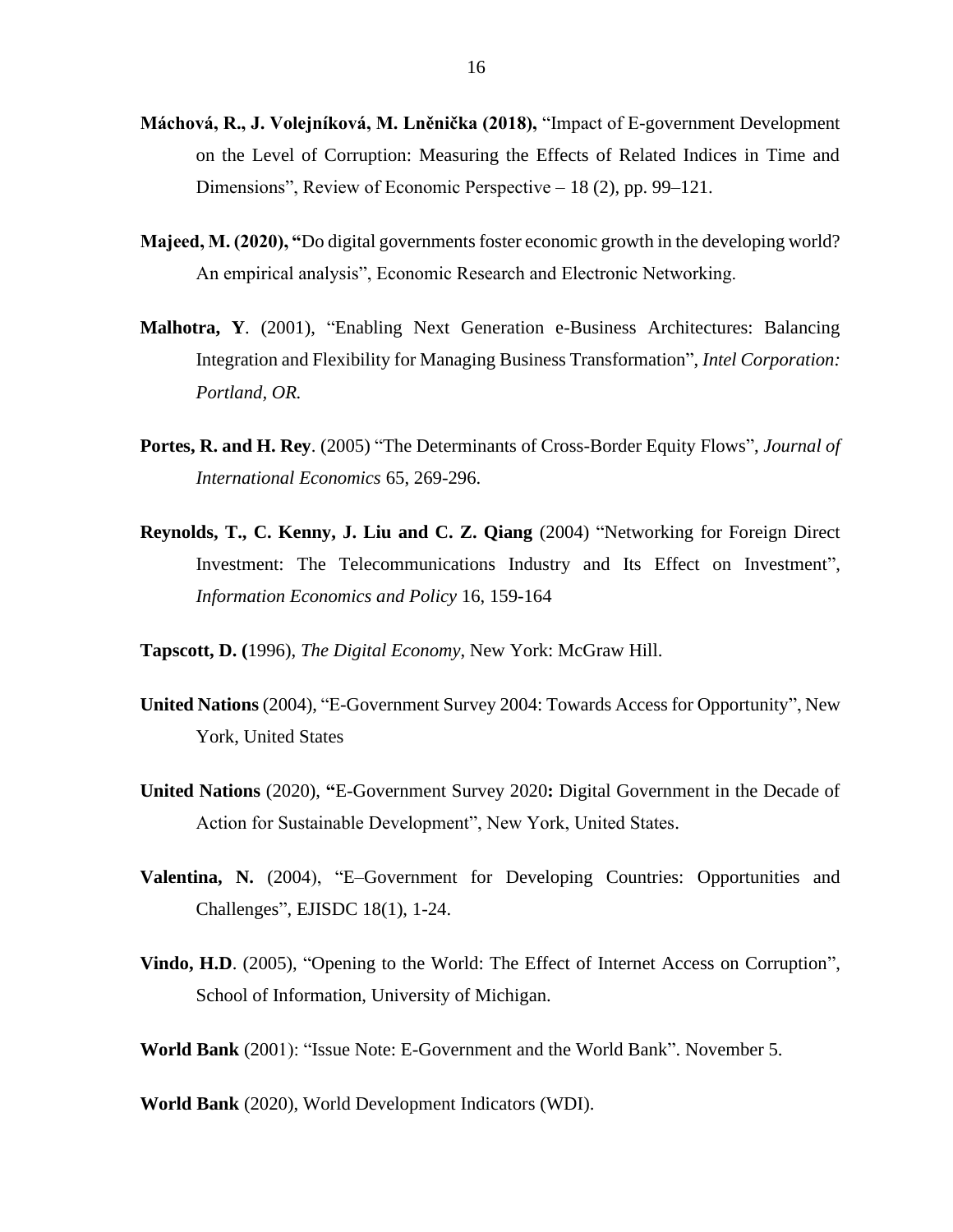**Máchová, R., J. Volejníková, M. Lněnička (2018),** "Impact of E-government Development on the Level of Corruption: Measuring the Effects of Related Indices in Time and Dimensions", Review of Economic Perspective – 18 (2), pp. 99–121.

**Majeed, M. (2020), "**Do digital governments foster economic growth in the developing world? An empirical analysis", Economic Research and Electronic Networking.

**Malhotra, Y**. (2001), "Enabling Next Generation e-Business Architectures: Balancing Integration and Flexibility for Managing Business Transformation", *Intel Corporation: Portland, OR.*

**Portes, R. and H. Rey**. (2005) "The Determinants of Cross-Border Equity Flows", *Journal of International Economics* 65, 269-296.

**Reynolds, T., C. Kenny, J. Liu and C. Z. Qiang** (2004) "Networking for Foreign Direct Investment: The Telecommunications Industry and Its Effect on Investment", *Information Economics and Policy* 16, 159-164

**Tapscott, D. (**1996), *The Digital Economy*, New York: McGraw Hill.

**United Nations** (2004), "E-Government Survey 2004: Towards Access for Opportunity", New York, United States

**United Nations** (2020), **"**E-Government Survey 2020**:** Digital Government in the Decade of Action for Sustainable Development", New York, United States.

**Valentina, N.** (2004), "E–Government for Developing Countries: Opportunities and Challenges", EJISDC 18(1), 1-24.

**Vindo, H.D**. (2005), "Opening to the World: The Effect of Internet Access on Corruption", School of Information, University of Michigan.

**World Bank** (2001): "Issue Note: E-Government and the World Bank". November 5.

**World Bank** (2020), World Development Indicators (WDI).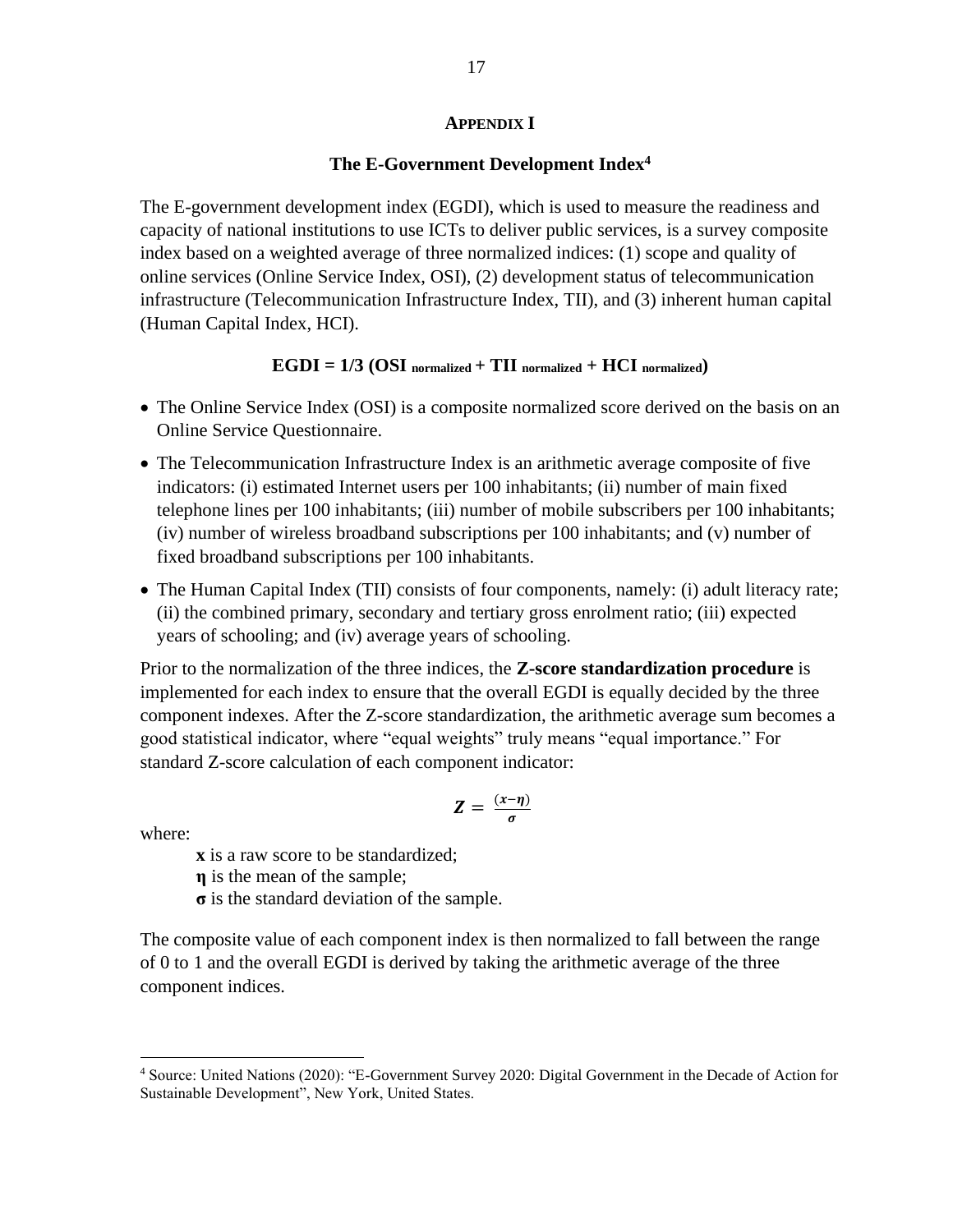## APPENDIX I

### The E-Government Development Index[4]

The E-government development index (EGDI), which is used to measure the readiness and capacity of national institutions to use ICTs to deliver public services, is a survey composite index based on a weighted average of three normalized indices: (1) scope and quality of online services (Online Service Index, OSI), (2) development status of telecommunication infrastructure (Telecommunication Infrastructure Index, TII), and (3) inherent human capital (Human Capital Index, HCI).

$$\mathbf{EGDI = 1/3\ (OSI_{\,normalized} + TII_{\,normalized} + HCI_{\,normalized})}$$

- The Online Service Index (OSI) is a composite normalized score derived on the basis on an Online Service Questionnaire.
- The Telecommunication Infrastructure Index is an arithmetic average composite of five indicators: (i) estimated Internet users per 100 inhabitants; (ii) number of main fixed telephone lines per 100 inhabitants; (iii) number of mobile subscribers per 100 inhabitants; (iv) number of wireless broadband subscriptions per 100 inhabitants; and (v) number of fixed broadband subscriptions per 100 inhabitants.
- The Human Capital Index (TII) consists of four components, namely: (i) adult literacy rate; (ii) the combined primary, secondary and tertiary gross enrolment ratio; (iii) expected years of schooling; and (iv) average years of schooling.

Prior to the normalization of the three indices, the **Z-score standardization procedure** is implemented for each index to ensure that the overall EGDI is equally decided by the three component indexes. After the Z-score standardization, the arithmetic average sum becomes a good statistical indicator, where "equal weights" truly means "equal importance." For standard Z-score calculation of each component indicator:

$$\boldsymbol{Z = \frac{(x - \eta)}{\sigma}}$$

where:

- **x** is a raw score to be standardized;
- **η** is the mean of the sample;
- **σ** is the standard deviation of the sample.

The composite value of each component index is then normalized to fall between the range of 0 to 1 and the overall EGDI is derived by taking the arithmetic average of the three component indices.

---

[4] Source: United Nations (2020): "E-Government Survey 2020: Digital Government in the Decade of Action for Sustainable Development", New York, United States.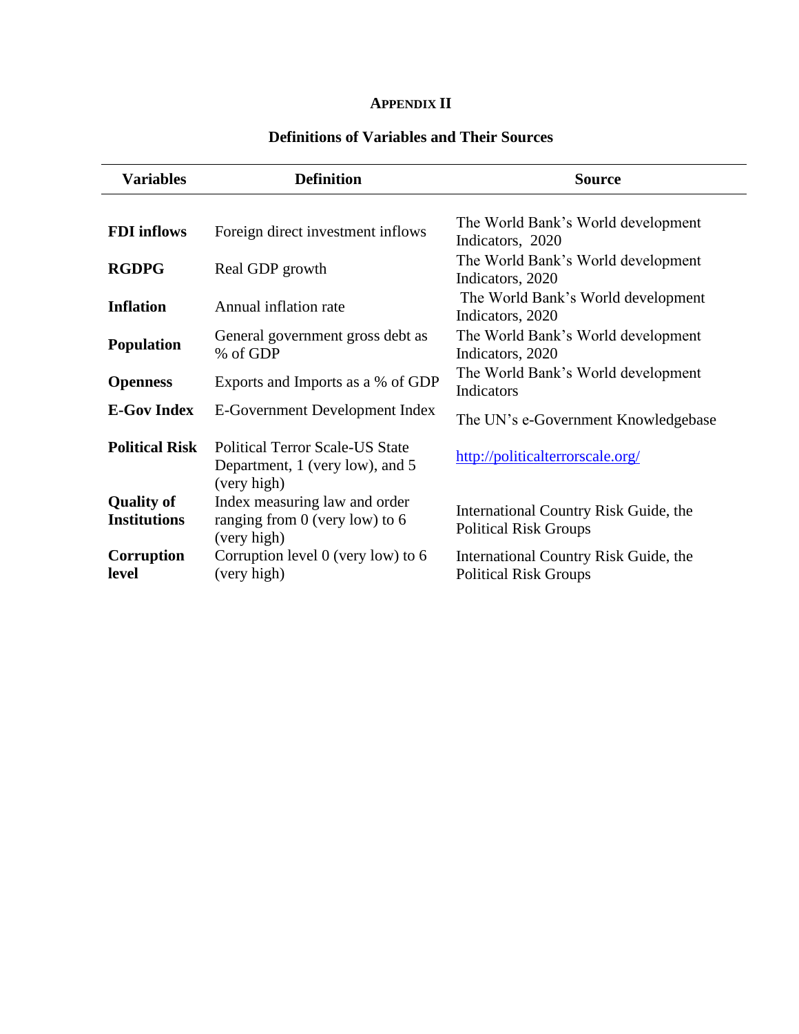## APPENDIX II

### Definitions of Variables and Their Sources

| Variables | Definition | Source |
|---|---|---|
| **FDI inflows** | Foreign direct investment inflows | The World Bank's World development Indicators, 2020 |
| **RGDPG** | Real GDP growth | The World Bank's World development Indicators, 2020 |
| **Inflation** | Annual inflation rate | The World Bank's World development Indicators, 2020 |
| **Population** | General government gross debt as % of GDP | The World Bank's World development Indicators, 2020 |
| **Openness** | Exports and Imports as a % of GDP | The World Bank's World development Indicators |
| **E-Gov Index** | E-Government Development Index | The UN's e-Government Knowledgebase |
| **Political Risk** | Political Terror Scale-US State Department, 1 (very low), and 5 (very high) | http://politicalterrorscale.org/ |
| **Quality of Institutions** | Index measuring law and order ranging from 0 (very low) to 6 (very high) | International Country Risk Guide, the Political Risk Groups |
| **Corruption level** | Corruption level 0 (very low) to 6 (very high) | International Country Risk Guide, the Political Risk Groups |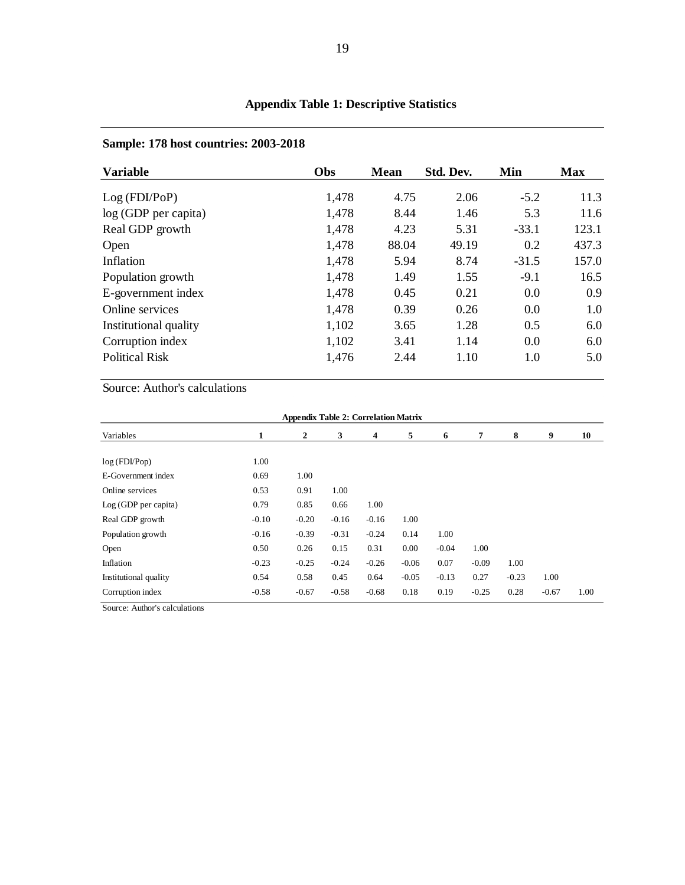## Appendix Table 1: Descriptive Statistics

**Sample: 178 host countries: 2003-2018**

| Variable | Obs | Mean | Std. Dev. | Min | Max |
|---|---|---|---|---|---|
| Log (FDI/PoP) | 1,478 | 4.75 | 2.06 | -5.2 | 11.3 |
| log (GDP per capita) | 1,478 | 8.44 | 1.46 | 5.3 | 11.6 |
| Real GDP growth | 1,478 | 4.23 | 5.31 | -33.1 | 123.1 |
| Open | 1,478 | 88.04 | 49.19 | 0.2 | 437.3 |
| Inflation | 1,478 | 5.94 | 8.74 | -31.5 | 157.0 |
| Population growth | 1,478 | 1.49 | 1.55 | -9.1 | 16.5 |
| E-government index | 1,478 | 0.45 | 0.21 | 0.0 | 0.9 |
| Online services | 1,478 | 0.39 | 0.26 | 0.0 | 1.0 |
| Institutional quality | 1,102 | 3.65 | 1.28 | 0.5 | 6.0 |
| Corruption index | 1,102 | 3.41 | 1.14 | 0.0 | 6.0 |
| Political Risk | 1,476 | 2.44 | 1.10 | 1.0 | 5.0 |

Source: Author's calculations

**Appendix Table 2: Correlation Matrix**

| Variables | 1 | 2 | 3 | 4 | 5 | 6 | 7 | 8 | 9 | 10 |
|---|---|---|---|---|---|---|---|---|---|---|
| log (FDI/Pop) | 1.00 | | | | | | | | | |
| E-Government index | 0.69 | 1.00 | | | | | | | | |
| Online services | 0.53 | 0.91 | 1.00 | | | | | | | |
| Log (GDP per capita) | 0.79 | 0.85 | 0.66 | 1.00 | | | | | | |
| Real GDP growth | -0.10 | -0.20 | -0.16 | -0.16 | 1.00 | | | | | |
| Population growth | -0.16 | -0.39 | -0.31 | -0.24 | 0.14 | 1.00 | | | | |
| Open | 0.50 | 0.26 | 0.15 | 0.31 | 0.00 | -0.04 | 1.00 | | | |
| Inflation | -0.23 | -0.25 | -0.24 | -0.26 | -0.06 | 0.07 | -0.09 | 1.00 | | |
| Institutional quality | 0.54 | 0.58 | 0.45 | 0.64 | -0.05 | -0.13 | 0.27 | -0.23 | 1.00 | |
| Corruption index | -0.58 | -0.67 | -0.58 | -0.68 | 0.18 | 0.19 | -0.25 | 0.28 | -0.67 | 1.00 |

Source: Author's calculations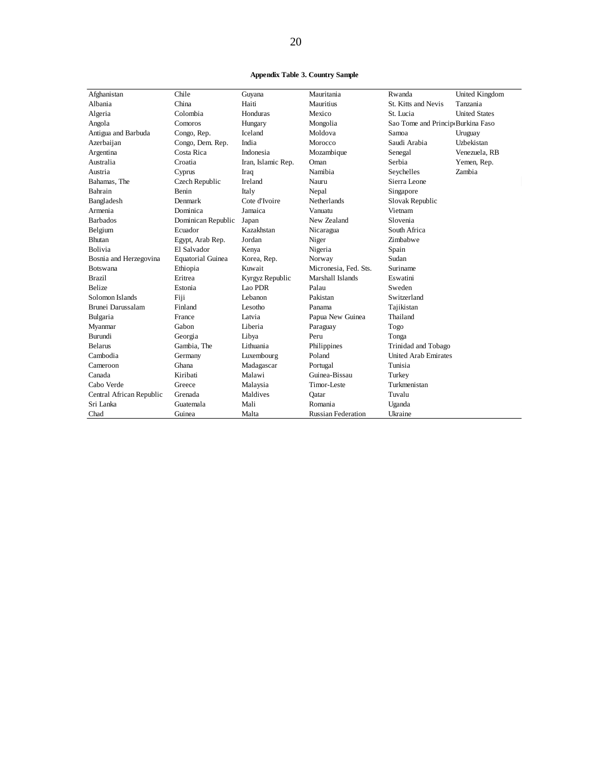**Appendix Table 3. Country Sample**

| | | | | | |
|---|---|---|---|---|---|
| Afghanistan | Chile | Guyana | Mauritania | Rwanda | United Kingdom |
| Albania | China | Haiti | Mauritius | St. Kitts and Nevis | Tanzania |
| Algeria | Colombia | Honduras | Mexico | St. Lucia | United States |
| Angola | Comoros | Hungary | Mongolia | Sao Tome and Principe | Burkina Faso |
| Antigua and Barbuda | Congo, Rep. | Iceland | Moldova | Samoa | Uruguay |
| Azerbaijan | Congo, Dem. Rep. | India | Morocco | Saudi Arabia | Uzbekistan |
| Argentina | Costa Rica | Indonesia | Mozambique | Senegal | Venezuela, RB |
| Australia | Croatia | Iran, Islamic Rep. | Oman | Serbia | Yemen, Rep. |
| Austria | Cyprus | Iraq | Namibia | Seychelles | Zambia |
| Bahamas, The | Czech Republic | Ireland | Nauru | Sierra Leone | |
| Bahrain | Benin | Italy | Nepal | Singapore | |
| Bangladesh | Denmark | Cote d'Ivoire | Netherlands | Slovak Republic | |
| Armenia | Dominica | Jamaica | Vanuatu | Vietnam | |
| Barbados | Dominican Republic | Japan | New Zealand | Slovenia | |
| Belgium | Ecuador | Kazakhstan | Nicaragua | South Africa | |
| Bhutan | Egypt, Arab Rep. | Jordan | Niger | Zimbabwe | |
| Bolivia | El Salvador | Kenya | Nigeria | Spain | |
| Bosnia and Herzegovina | Equatorial Guinea | Korea, Rep. | Norway | Sudan | |
| Botswana | Ethiopia | Kuwait | Micronesia, Fed. Sts. | Suriname | |
| Brazil | Eritrea | Kyrgyz Republic | Marshall Islands | Eswatini | |
| Belize | Estonia | Lao PDR | Palau | Sweden | |
| Solomon Islands | Fiji | Lebanon | Pakistan | Switzerland | |
| Brunei Darussalam | Finland | Lesotho | Panama | Tajikistan | |
| Bulgaria | France | Latvia | Papua New Guinea | Thailand | |
| Myanmar | Gabon | Liberia | Paraguay | Togo | |
| Burundi | Georgia | Libya | Peru | Tonga | |
| Belarus | Gambia, The | Lithuania | Philippines | Trinidad and Tobago | |
| Cambodia | Germany | Luxembourg | Poland | United Arab Emirates | |
| Cameroon | Ghana | Madagascar | Portugal | Tunisia | |
| Canada | Kiribati | Malawi | Guinea-Bissau | Turkey | |
| Cabo Verde | Greece | Malaysia | Timor-Leste | Turkmenistan | |
| Central African Republic | Grenada | Maldives | Qatar | Tuvalu | |
| Sri Lanka | Guatemala | Mali | Romania | Uganda | |
| Chad | Guinea | Malta | Russian Federation | Ukraine | |